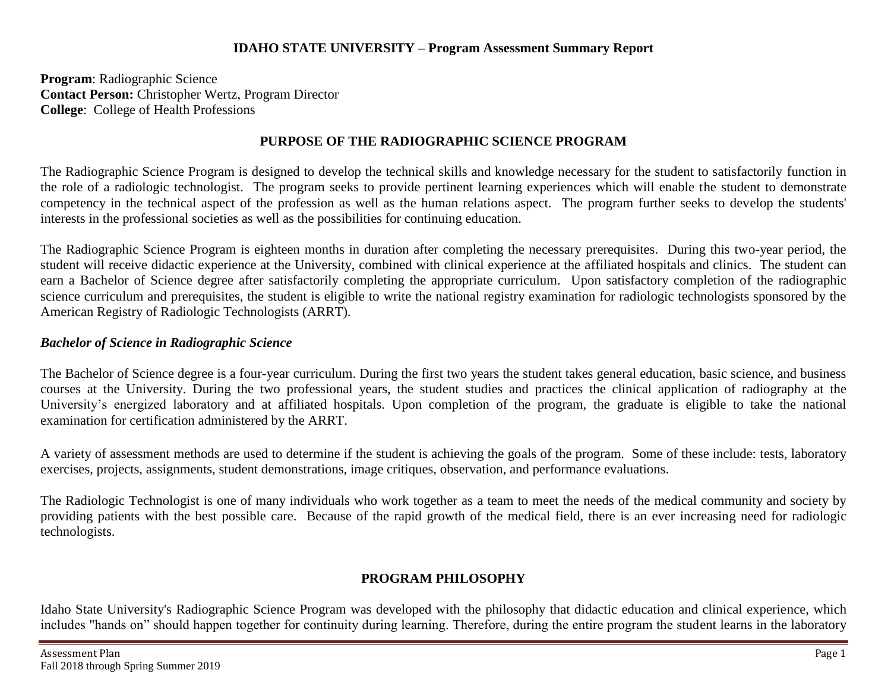**IDAHO STATE UNIVERSITY – Program Assessment Summary Report**

**Program**: Radiographic Science
**Contact Person:** Christopher Wertz, Program Director
**College**: College of Health Professions

## PURPOSE OF THE RADIOGRAPHIC SCIENCE PROGRAM

The Radiographic Science Program is designed to develop the technical skills and knowledge necessary for the student to satisfactorily function in the role of a radiologic technologist. The program seeks to provide pertinent learning experiences which will enable the student to demonstrate competency in the technical aspect of the profession as well as the human relations aspect. The program further seeks to develop the students' interests in the professional societies as well as the possibilities for continuing education.

The Radiographic Science Program is eighteen months in duration after completing the necessary prerequisites. During this two-year period, the student will receive didactic experience at the University, combined with clinical experience at the affiliated hospitals and clinics. The student can earn a Bachelor of Science degree after satisfactorily completing the appropriate curriculum. Upon satisfactory completion of the radiographic science curriculum and prerequisites, the student is eligible to write the national registry examination for radiologic technologists sponsored by the American Registry of Radiologic Technologists (ARRT).

### *Bachelor of Science in Radiographic Science*

The Bachelor of Science degree is a four-year curriculum. During the first two years the student takes general education, basic science, and business courses at the University. During the two professional years, the student studies and practices the clinical application of radiography at the University's energized laboratory and at affiliated hospitals. Upon completion of the program, the graduate is eligible to take the national examination for certification administered by the ARRT.

A variety of assessment methods are used to determine if the student is achieving the goals of the program. Some of these include: tests, laboratory exercises, projects, assignments, student demonstrations, image critiques, observation, and performance evaluations.

The Radiologic Technologist is one of many individuals who work together as a team to meet the needs of the medical community and society by providing patients with the best possible care. Because of the rapid growth of the medical field, there is an ever increasing need for radiologic technologists.

## PROGRAM PHILOSOPHY

Idaho State University's Radiographic Science Program was developed with the philosophy that didactic education and clinical experience, which includes "hands on" should happen together for continuity during learning. Therefore, during the entire program the student learns in the laboratory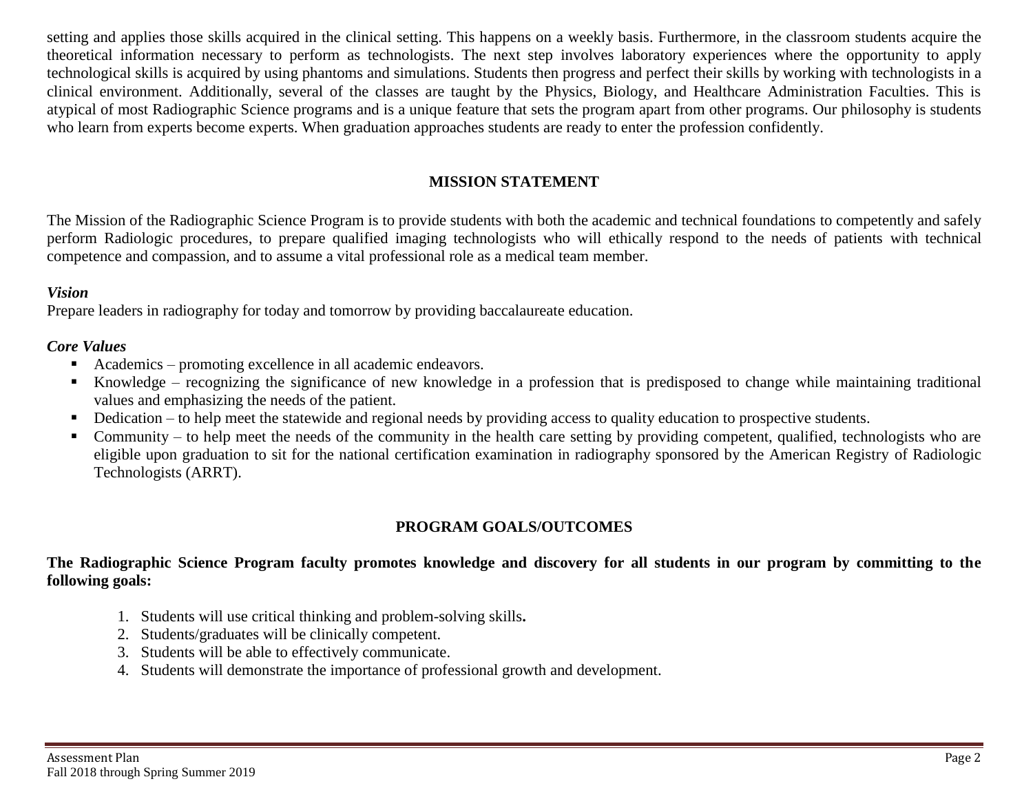setting and applies those skills acquired in the clinical setting. This happens on a weekly basis. Furthermore, in the classroom students acquire the theoretical information necessary to perform as technologists. The next step involves laboratory experiences where the opportunity to apply technological skills is acquired by using phantoms and simulations. Students then progress and perfect their skills by working with technologists in a clinical environment. Additionally, several of the classes are taught by the Physics, Biology, and Healthcare Administration Faculties. This is atypical of most Radiographic Science programs and is a unique feature that sets the program apart from other programs. Our philosophy is students who learn from experts become experts. When graduation approaches students are ready to enter the profession confidently.

## MISSION STATEMENT

The Mission of the Radiographic Science Program is to provide students with both the academic and technical foundations to competently and safely perform Radiologic procedures, to prepare qualified imaging technologists who will ethically respond to the needs of patients with technical competence and compassion, and to assume a vital professional role as a medical team member.

### *Vision*

Prepare leaders in radiography for today and tomorrow by providing baccalaureate education.

### *Core Values*

- Academics – promoting excellence in all academic endeavors.
- Knowledge – recognizing the significance of new knowledge in a profession that is predisposed to change while maintaining traditional values and emphasizing the needs of the patient.
- Dedication – to help meet the statewide and regional needs by providing access to quality education to prospective students.
- Community – to help meet the needs of the community in the health care setting by providing competent, qualified, technologists who are eligible upon graduation to sit for the national certification examination in radiography sponsored by the American Registry of Radiologic Technologists (ARRT).

## PROGRAM GOALS/OUTCOMES

**The Radiographic Science Program faculty promotes knowledge and discovery for all students in our program by committing to the following goals:**

1. Students will use critical thinking and problem-solving skills**.**
2. Students/graduates will be clinically competent.
3. Students will be able to effectively communicate.
4. Students will demonstrate the importance of professional growth and development.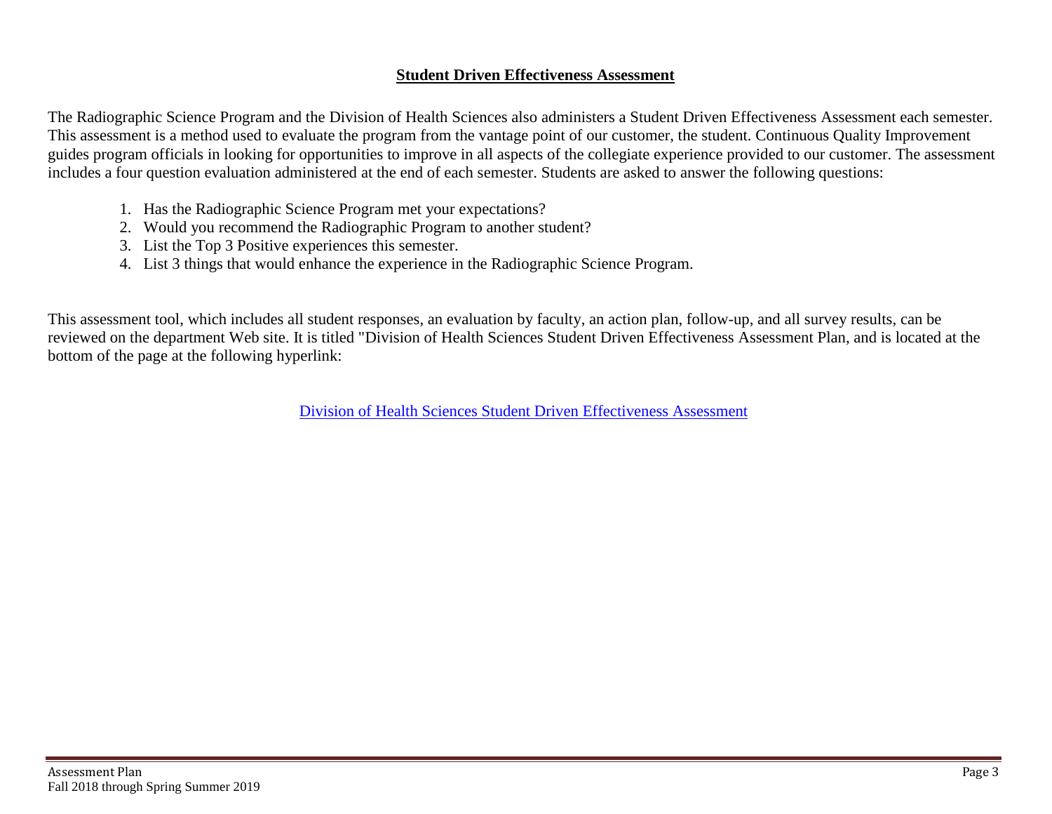## Student Driven Effectiveness Assessment

The Radiographic Science Program and the Division of Health Sciences also administers a Student Driven Effectiveness Assessment each semester. This assessment is a method used to evaluate the program from the vantage point of our customer, the student. Continuous Quality Improvement guides program officials in looking for opportunities to improve in all aspects of the collegiate experience provided to our customer. The assessment includes a four question evaluation administered at the end of each semester. Students are asked to answer the following questions:

1. Has the Radiographic Science Program met your expectations?
2. Would you recommend the Radiographic Program to another student?
3. List the Top 3 Positive experiences this semester.
4. List 3 things that would enhance the experience in the Radiographic Science Program.

This assessment tool, which includes all student responses, an evaluation by faculty, an action plan, follow-up, and all survey results, can be reviewed on the department Web site. It is titled "Division of Health Sciences Student Driven Effectiveness Assessment Plan, and is located at the bottom of the page at the following hyperlink:

Division of Health Sciences Student Driven Effectiveness Assessment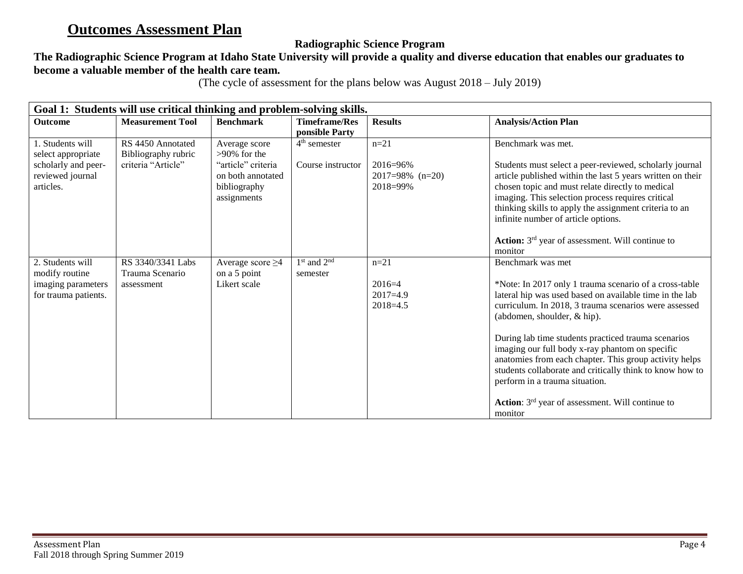# Outcomes Assessment Plan

**Radiographic Science Program**

**The Radiographic Science Program at Idaho State University will provide a quality and diverse education that enables our graduates to become a valuable member of the health care team.**

(The cycle of assessment for the plans below was August 2018 – July 2019)

| **Goal 1: Students will use critical thinking and problem-solving skills.** | | | | | |
|---|---|---|---|---|---|
| **Outcome** | **Measurement Tool** | **Benchmark** | **Timeframe/Responsible Party** | **Results** | **Analysis/Action Plan** |
| 1. Students will select appropriate scholarly and peer-reviewed journal articles. | RS 4450 Annotated Bibliography rubric criteria "Article" | Average score >90% for the "article" criteria on both annotated bibliography assignments | 4th semester<br><br>Course instructor | n=21<br><br>2016=96%<br>2017=98% (n=20)<br>2018=99% | Benchmark was met.<br><br>Students must select a peer-reviewed, scholarly journal article published within the last 5 years written on their chosen topic and must relate directly to medical imaging. This selection process requires critical thinking skills to apply the assignment criteria to an infinite number of article options.<br><br>**Action:** 3rd year of assessment. Will continue to monitor |
| 2. Students will modify routine imaging parameters for trauma patients. | RS 3340/3341 Labs Trauma Scenario assessment | Average score ≥4 on a 5 point Likert scale | 1st and 2nd semester | n=21<br><br>2016=4<br>2017=4.9<br>2018=4.5 | Benchmark was met<br><br>*Note: In 2017 only 1 trauma scenario of a cross-table lateral hip was used based on available time in the lab curriculum. In 2018, 3 trauma scenarios were assessed (abdomen, shoulder, & hip).<br><br>During lab time students practiced trauma scenarios imaging our full body x-ray phantom on specific anatomies from each chapter. This group activity helps students collaborate and critically think to know how to perform in a trauma situation.<br><br>**Action**: 3rd year of assessment. Will continue to monitor |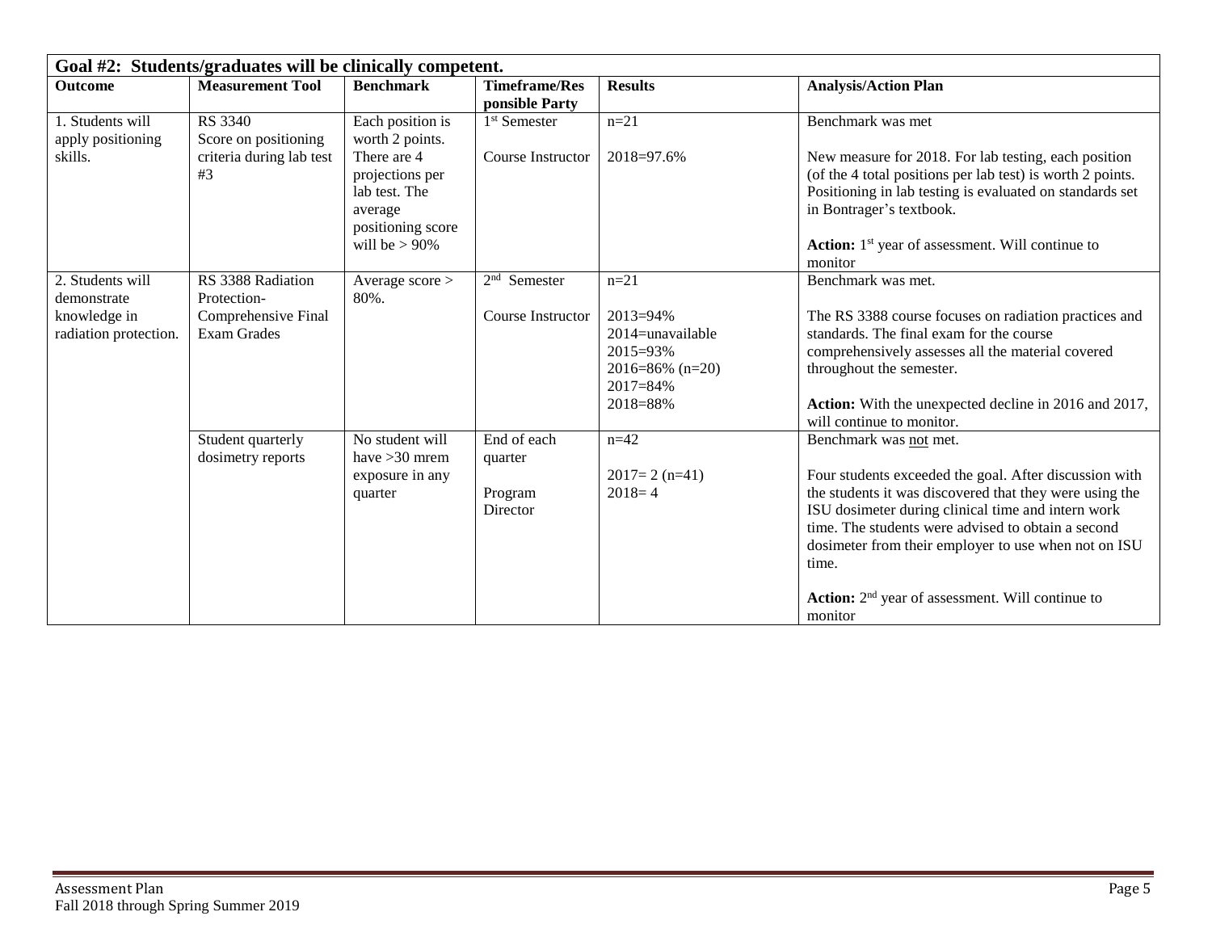| Goal #2: Students/graduates will be clinically competent. | | | | | |
|---|---|---|---|---|---|
| **Outcome** | **Measurement Tool** | **Benchmark** | **Timeframe/Responsible Party** | **Results** | **Analysis/Action Plan** |
| 1. Students will apply positioning skills. | RS 3340 Score on positioning criteria during lab test #3 | Each position is worth 2 points. There are 4 projections per lab test. The average positioning score will be > 90% | 1st Semester<br><br>Course Instructor | n=21<br><br>2018=97.6% | Benchmark was met<br><br>New measure for 2018. For lab testing, each position (of the 4 total positions per lab test) is worth 2 points. Positioning in lab testing is evaluated on standards set in Bontrager's textbook.<br><br>**Action:** 1st year of assessment. Will continue to monitor |
| 2. Students will demonstrate knowledge in radiation protection. | RS 3388 Radiation Protection- Comprehensive Final Exam Grades | Average score > 80%. | 2nd Semester<br><br>Course Instructor | n=21<br><br>2013=94%<br>2014=unavailable<br>2015=93%<br>2016=86% (n=20)<br>2017=84%<br>2018=88% | Benchmark was met.<br><br>The RS 3388 course focuses on radiation practices and standards. The final exam for the course comprehensively assesses all the material covered throughout the semester.<br><br>**Action:** With the unexpected decline in 2016 and 2017, will continue to monitor. |
| | Student quarterly dosimetry reports | No student will have >30 mrem exposure in any quarter | End of each quarter<br><br>Program Director | n=42<br><br>2017= 2 (n=41)<br>2018= 4 | Benchmark was not met.<br><br>Four students exceeded the goal. After discussion with the students it was discovered that they were using the ISU dosimeter during clinical time and intern work time. The students were advised to obtain a second dosimeter from their employer to use when not on ISU time.<br><br>**Action:** 2nd year of assessment. Will continue to monitor |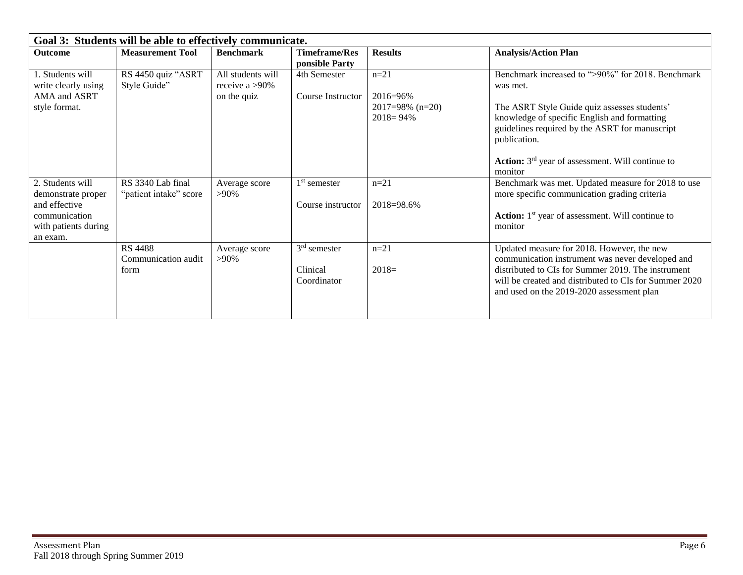| Goal 3: Students will be able to effectively communicate. | | | | | |
|---|---|---|---|---|---|
| **Outcome** | **Measurement Tool** | **Benchmark** | **Timeframe/Responsible Party** | **Results** | **Analysis/Action Plan** |
| 1. Students will write clearly using AMA and ASRT style format. | RS 4450 quiz "ASRT Style Guide" | All students will receive a >90% on the quiz | 4th Semester<br><br>Course Instructor | n=21<br><br>2016=96%<br>2017=98% (n=20)<br>2018= 94% | Benchmark increased to ">90%" for 2018. Benchmark was met.<br><br>The ASRT Style Guide quiz assesses students' knowledge of specific English and formatting guidelines required by the ASRT for manuscript publication.<br><br>**Action:** 3rd year of assessment. Will continue to monitor |
| 2. Students will demonstrate proper and effective communication with patients during an exam. | RS 3340 Lab final "patient intake" score | Average score >90% | 1st semester<br><br>Course instructor | n=21<br><br>2018=98.6% | Benchmark was met. Updated measure for 2018 to use more specific communication grading criteria<br><br>**Action:** 1st year of assessment. Will continue to monitor |
| | RS 4488 Communication audit form | Average score >90% | 3rd semester<br><br>Clinical Coordinator | n=21<br><br>2018= | Updated measure for 2018. However, the new communication instrument was never developed and distributed to CIs for Summer 2019. The instrument will be created and distributed to CIs for Summer 2020 and used on the 2019-2020 assessment plan |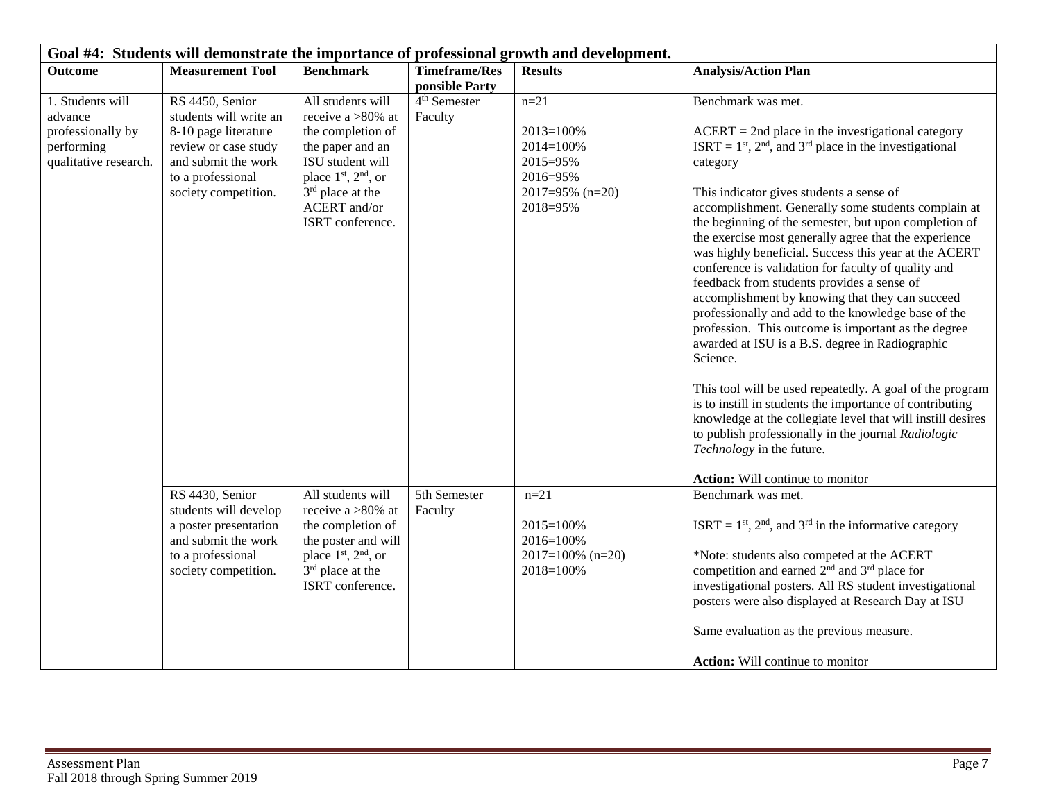| Goal #4: Students will demonstrate the importance of professional growth and development. | | | | | |
|---|---|---|---|---|---|
| **Outcome** | **Measurement Tool** | **Benchmark** | **Timeframe/Responsible Party** | **Results** | **Analysis/Action Plan** |
| 1. Students will advance professionally by performing qualitative research. | RS 4450, Senior students will write an 8-10 page literature review or case study and submit the work to a professional society competition. | All students will receive a >80% at the completion of the paper and an ISU student will place 1st, 2nd, or 3rd place at the ACERT and/or ISRT conference. | 4th Semester Faculty | n=21<br><br>2013=100%<br>2014=100%<br>2015=95%<br>2016=95%<br>2017=95% (n=20)<br>2018=95% | Benchmark was met.<br><br>ACERT = 2nd place in the investigational category<br>ISRT = 1st, 2nd, and 3rd place in the investigational category<br><br>This indicator gives students a sense of accomplishment. Generally some students complain at the beginning of the semester, but upon completion of the exercise most generally agree that the experience was highly beneficial. Success this year at the ACERT conference is validation for faculty of quality and feedback from students provides a sense of accomplishment by knowing that they can succeed professionally and add to the knowledge base of the profession. This outcome is important as the degree awarded at ISU is a B.S. degree in Radiographic Science.<br><br>This tool will be used repeatedly. A goal of the program is to instill in students the importance of contributing knowledge at the collegiate level that will instill desires to publish professionally in the journal *Radiologic Technology* in the future.<br><br>**Action:** Will continue to monitor |
| | RS 4430, Senior students will develop a poster presentation and submit the work to a professional society competition. | All students will receive a >80% at the completion of the poster and will place 1st, 2nd, or 3rd place at the ISRT conference. | 5th Semester Faculty | n=21<br><br>2015=100%<br>2016=100%<br>2017=100% (n=20)<br>2018=100% | Benchmark was met.<br><br>ISRT = 1st, 2nd, and 3rd in the informative category<br><br>*Note: students also competed at the ACERT competition and earned 2nd and 3rd place for investigational posters. All RS student investigational posters were also displayed at Research Day at ISU<br><br>Same evaluation as the previous measure.<br><br>**Action:** Will continue to monitor |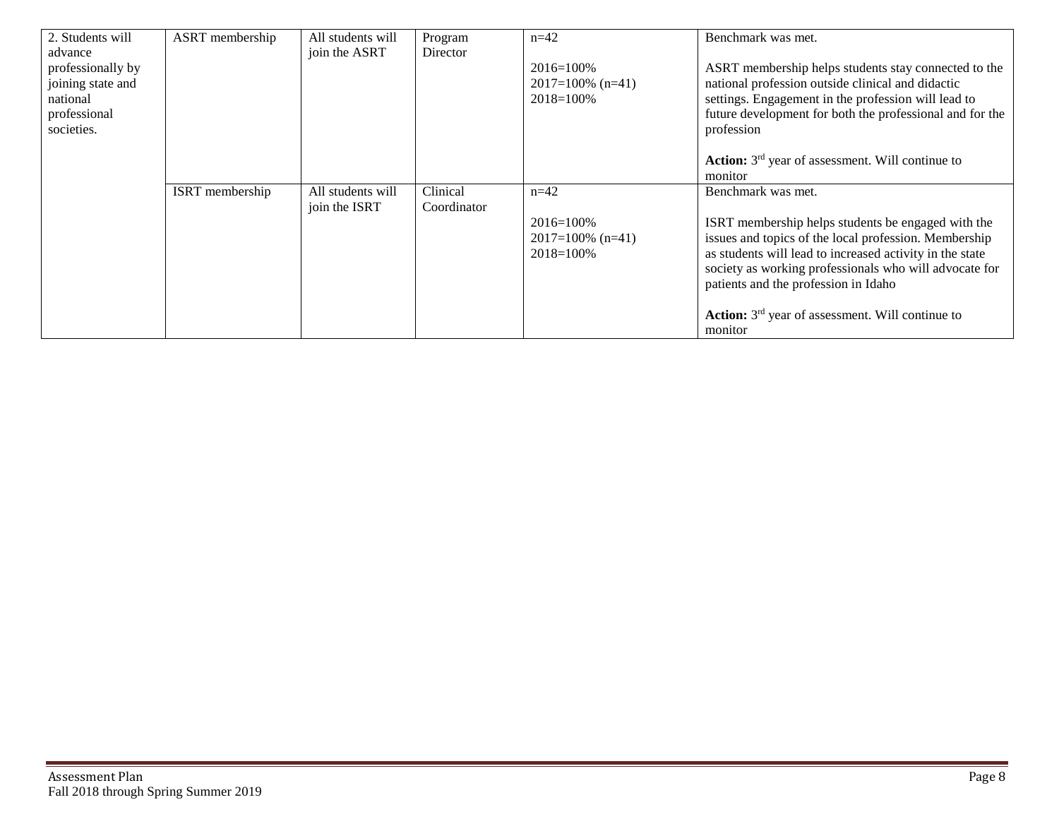| 2. Students will advance professionally by joining state and national professional societies. | ASRT membership | All students will join the ASRT | Program Director | n=42<br><br>2016=100%<br>2017=100% (n=41)<br>2018=100% | Benchmark was met.<br><br>ASRT membership helps students stay connected to the national profession outside clinical and didactic settings. Engagement in the profession will lead to future development for both the professional and for the profession<br><br>**Action:** 3rd year of assessment. Will continue to monitor |
|---|---|---|---|---|---|
| | ISRT membership | All students will join the ISRT | Clinical Coordinator | n=42<br><br>2016=100%<br>2017=100% (n=41)<br>2018=100% | Benchmark was met.<br><br>ISRT membership helps students be engaged with the issues and topics of the local profession. Membership as students will lead to increased activity in the state society as working professionals who will advocate for patients and the profession in Idaho<br><br>**Action:** 3rd year of assessment. Will continue to monitor |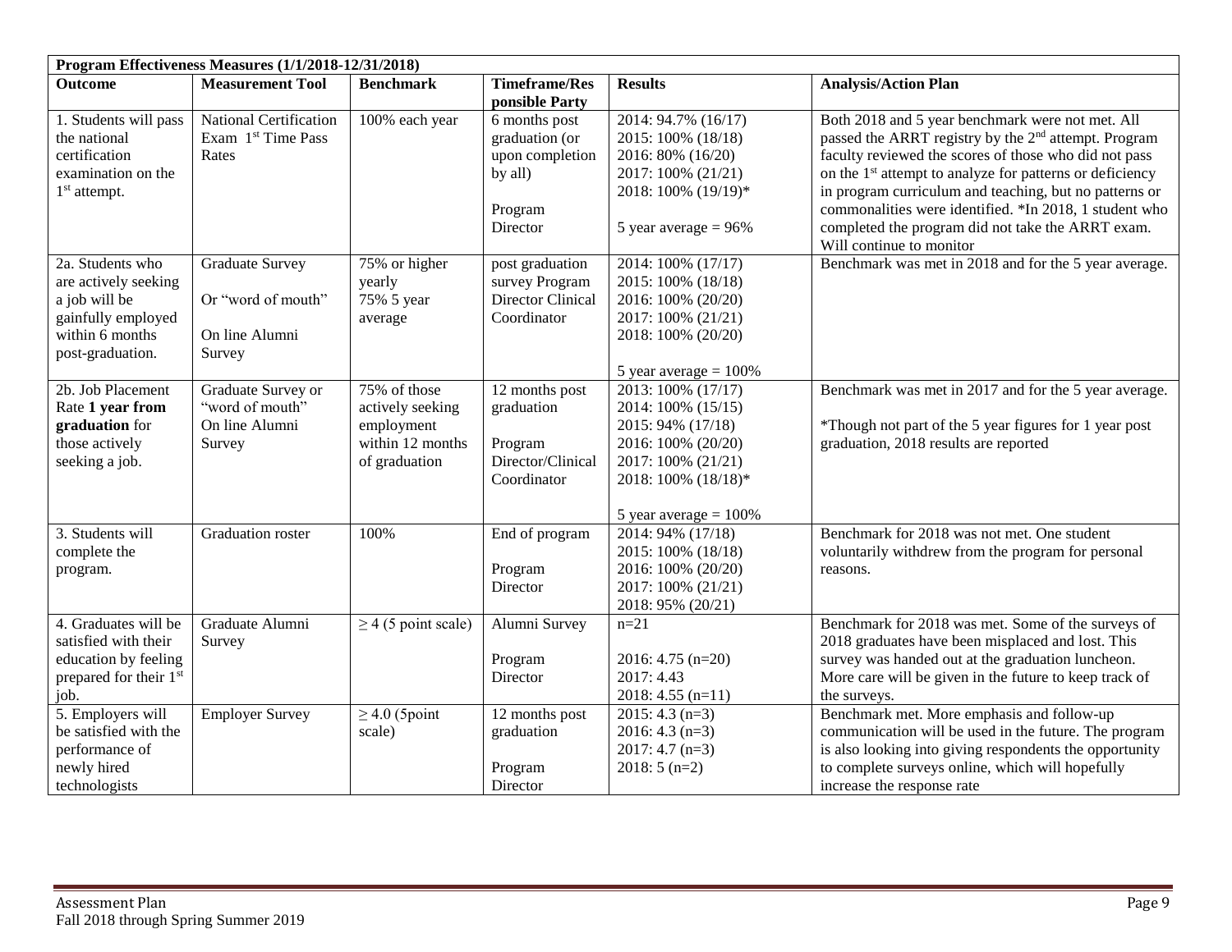| Program Effectiveness Measures (1/1/2018-12/31/2018) | | | | | |
|---|---|---|---|---|---|
| **Outcome** | **Measurement Tool** | **Benchmark** | **Timeframe/Responsible Party** | **Results** | **Analysis/Action Plan** |
| 1. Students will pass the national certification examination on the 1st attempt. | National Certification Exam 1st Time Pass Rates | 100% each year | 6 months post graduation (or upon completion by all)<br><br>Program Director | 2014: 94.7% (16/17)<br>2015: 100% (18/18)<br>2016: 80% (16/20)<br>2017: 100% (21/21)<br>2018: 100% (19/19)*<br><br>5 year average = 96% | Both 2018 and 5 year benchmark were not met. All passed the ARRT registry by the 2nd attempt. Program faculty reviewed the scores of those who did not pass on the 1st attempt to analyze for patterns or deficiency in program curriculum and teaching, but no patterns or commonalities were identified. *In 2018, 1 student who completed the program did not take the ARRT exam. Will continue to monitor |
| 2a. Students who are actively seeking a job will be gainfully employed within 6 months post-graduation. | Graduate Survey<br><br>Or "word of mouth"<br><br>On line Alumni Survey | 75% or higher yearly<br>75% 5 year average | post graduation survey Program Director Clinical Coordinator | 2014: 100% (17/17)<br>2015: 100% (18/18)<br>2016: 100% (20/20)<br>2017: 100% (21/21)<br>2018: 100% (20/20)<br><br>5 year average = 100% | Benchmark was met in 2018 and for the 5 year average. |
| 2b. Job Placement Rate **1 year from graduation** for those actively seeking a job. | Graduate Survey or "word of mouth" On line Alumni Survey | 75% of those actively seeking employment within 12 months of graduation | 12 months post graduation<br><br>Program Director/Clinical Coordinator | 2013: 100% (17/17)<br>2014: 100% (15/15)<br>2015: 94% (17/18)<br>2016: 100% (20/20)<br>2017: 100% (21/21)<br>2018: 100% (18/18)*<br><br>5 year average = 100% | Benchmark was met in 2017 and for the 5 year average.<br><br>*Though not part of the 5 year figures for 1 year post graduation, 2018 results are reported |
| 3. Students will complete the program. | Graduation roster | 100% | End of program<br><br>Program Director | 2014: 94% (17/18)<br>2015: 100% (18/18)<br>2016: 100% (20/20)<br>2017: 100% (21/21)<br>2018: 95% (20/21) | Benchmark for 2018 was not met. One student voluntarily withdrew from the program for personal reasons. |
| 4. Graduates will be satisfied with their education by feeling prepared for their 1st job. | Graduate Alumni Survey | ≥ 4 (5 point scale) | Alumni Survey<br><br>Program Director | n=21<br><br>2016: 4.75 (n=20)<br>2017: 4.43<br>2018: 4.55 (n=11) | Benchmark for 2018 was met. Some of the surveys of 2018 graduates have been misplaced and lost. This survey was handed out at the graduation luncheon. More care will be given in the future to keep track of the surveys. |
| 5. Employers will be satisfied with the performance of newly hired technologists | Employer Survey | ≥ 4.0 (5point scale) | 12 months post graduation<br><br>Program Director | 2015: 4.3 (n=3)<br>2016: 4.3 (n=3)<br>2017: 4.7 (n=3)<br>2018: 5 (n=2) | Benchmark met. More emphasis and follow-up communication will be used in the future. The program is also looking into giving respondents the opportunity to complete surveys online, which will hopefully increase the response rate |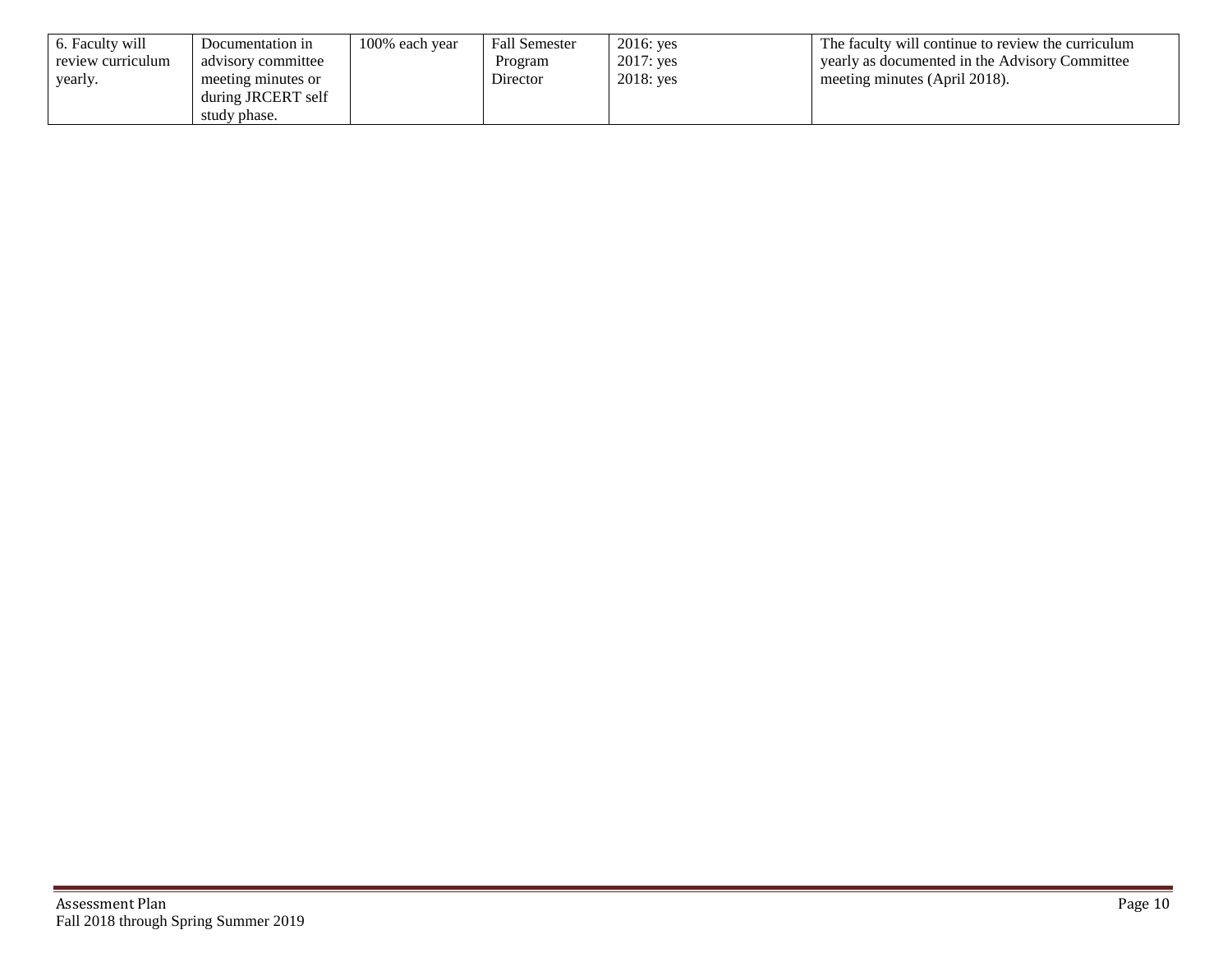| | | | | | |
|---|---|---|---|---|---|
| 6. Faculty will review curriculum yearly. | Documentation in advisory committee meeting minutes or during JRCERT self study phase. | 100% each year | Fall Semester Program Director | 2016: yes<br>2017: yes<br>2018: yes | The faculty will continue to review the curriculum yearly as documented in the Advisory Committee meeting minutes (April 2018). |